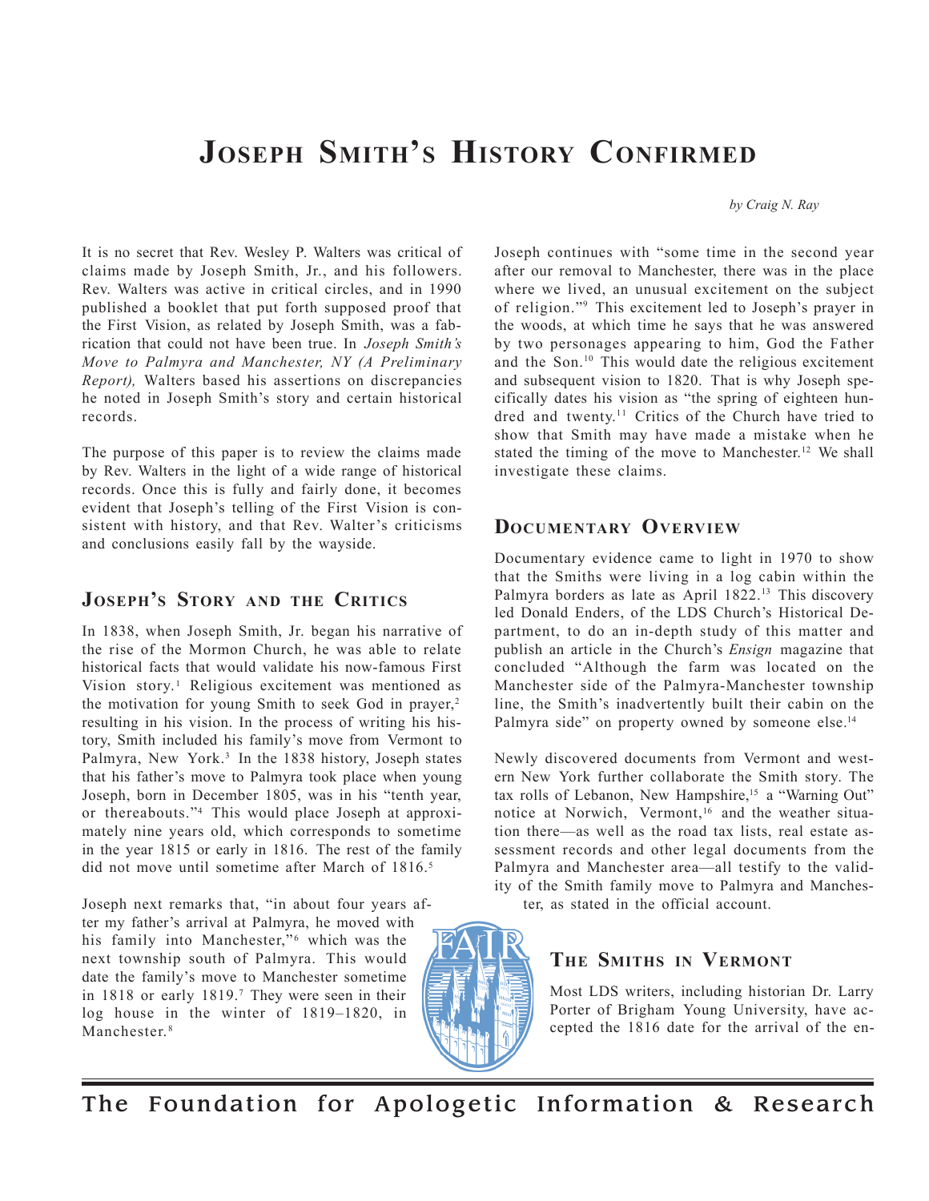# Joseph Smith's History Confirmed

*by Craig N. Ray*

It is no secret that Rev. Wesley P. Walters was critical of claims made by Joseph Smith, Jr., and his followers. Rev. Walters was active in critical circles, and in 1990 published a booklet that put forth supposed proof that the First Vision, as related by Joseph Smith, was a fabrication that could not have been true. In *Joseph Smith's Move to Palmyra and Manchester, NY (A Preliminary Report),* Walters based his assertions on discrepancies he noted in Joseph Smith's story and certain historical records.

The purpose of this paper is to review the claims made by Rev. Walters in the light of a wide range of historical records. Once this is fully and fairly done, it becomes evident that Joseph's telling of the First Vision is consistent with history, and that Rev. Walter's criticisms and conclusions easily fall by the wayside.

## Joseph's Story and the Critics

In 1838, when Joseph Smith, Jr. began his narrative of the rise of the Mormon Church, he was able to relate historical facts that would validate his now-famous First Vision story.[1] Religious excitement was mentioned as the motivation for young Smith to seek God in prayer,[2] resulting in his vision. In the process of writing his history, Smith included his family's move from Vermont to Palmyra, New York.[3] In the 1838 history, Joseph states that his father's move to Palmyra took place when young Joseph, born in December 1805, was in his "tenth year, or thereabouts."[4] This would place Joseph at approximately nine years old, which corresponds to sometime in the year 1815 or early in 1816. The rest of the family did not move until sometime after March of 1816.[5]

Joseph next remarks that, "in about four years after my father's arrival at Palmyra, he moved with his family into Manchester,"[6] which was the next township south of Palmyra. This would date the family's move to Manchester sometime in 1818 or early 1819.[7] They were seen in their log house in the winter of 1819–1820, in Manchester.[8]

Joseph continues with "some time in the second year after our removal to Manchester, there was in the place where we lived, an unusual excitement on the subject of religion."[9] This excitement led to Joseph's prayer in the woods, at which time he says that he was answered by two personages appearing to him, God the Father and the Son.[10] This would date the religious excitement and subsequent vision to 1820. That is why Joseph specifically dates his vision as "the spring of eighteen hundred and twenty.[11] Critics of the Church have tried to show that Smith may have made a mistake when he stated the timing of the move to Manchester.[12] We shall investigate these claims.

## Documentary Overview

Documentary evidence came to light in 1970 to show that the Smiths were living in a log cabin within the Palmyra borders as late as April 1822.[13] This discovery led Donald Enders, of the LDS Church's Historical Department, to do an in-depth study of this matter and publish an article in the Church's *Ensign* magazine that concluded "Although the farm was located on the Manchester side of the Palmyra-Manchester township line, the Smith's inadvertently built their cabin on the Palmyra side" on property owned by someone else.[14]

Newly discovered documents from Vermont and western New York further collaborate the Smith story. The tax rolls of Lebanon, New Hampshire,[15] a "Warning Out" notice at Norwich, Vermont,[16] and the weather situation there—as well as the road tax lists, real estate assessment records and other legal documents from the Palmyra and Manchester area—all testify to the validity of the Smith family move to Palmyra and Manchester, as stated in the official account.

## The Smiths in Vermont

Most LDS writers, including historian Dr. Larry Porter of Brigham Young University, have accepted the 1816 date for the arrival of the en-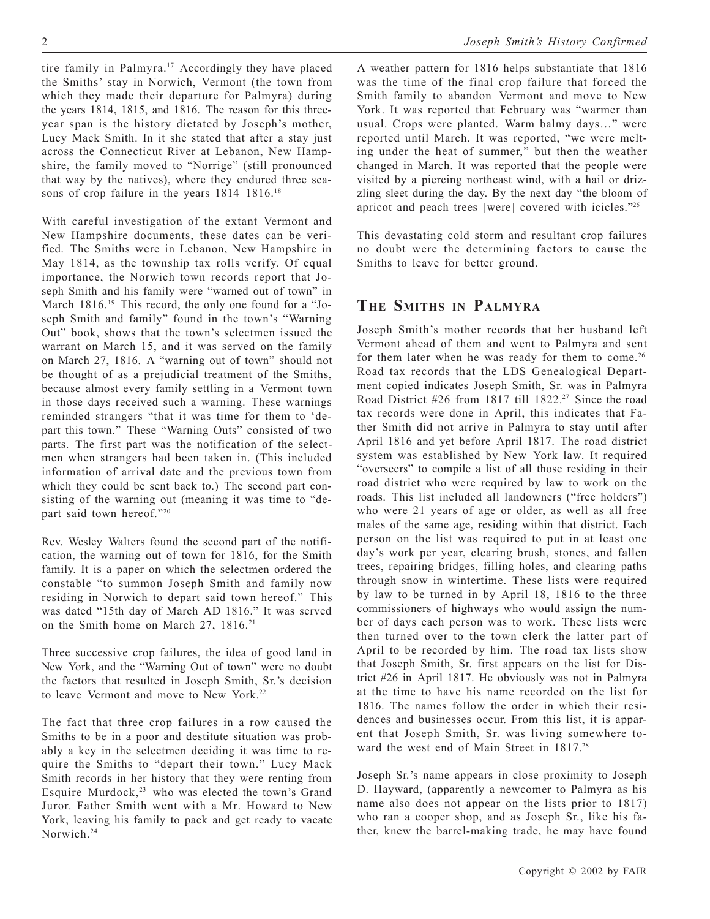tire family in Palmyra.[17] Accordingly they have placed the Smiths' stay in Norwich, Vermont (the town from which they made their departure for Palmyra) during the years 1814, 1815, and 1816. The reason for this three-year span is the history dictated by Joseph's mother, Lucy Mack Smith. In it she stated that after a stay just across the Connecticut River at Lebanon, New Hampshire, the family moved to "Norrige" (still pronounced that way by the natives), where they endured three seasons of crop failure in the years 1814–1816.[18]

With careful investigation of the extant Vermont and New Hampshire documents, these dates can be verified. The Smiths were in Lebanon, New Hampshire in May 1814, as the township tax rolls verify. Of equal importance, the Norwich town records report that Joseph Smith and his family were "warned out of town" in March 1816.[19] This record, the only one found for a "Joseph Smith and family" found in the town's "Warning Out" book, shows that the town's selectmen issued the warrant on March 15, and it was served on the family on March 27, 1816. A "warning out of town" should not be thought of as a prejudicial treatment of the Smiths, because almost every family settling in a Vermont town in those days received such a warning. These warnings reminded strangers "that it was time for them to 'depart this town." These "Warning Outs" consisted of two parts. The first part was the notification of the selectmen when strangers had been taken in. (This included information of arrival date and the previous town from which they could be sent back to.) The second part consisting of the warning out (meaning it was time to "depart said town hereof."[20]

Rev. Wesley Walters found the second part of the notification, the warning out of town for 1816, for the Smith family. It is a paper on which the selectmen ordered the constable "to summon Joseph Smith and family now residing in Norwich to depart said town hereof." This was dated "15th day of March AD 1816." It was served on the Smith home on March 27, 1816.[21]

Three successive crop failures, the idea of good land in New York, and the "Warning Out of town" were no doubt the factors that resulted in Joseph Smith, Sr.'s decision to leave Vermont and move to New York.[22]

The fact that three crop failures in a row caused the Smiths to be in a poor and destitute situation was probably a key in the selectmen deciding it was time to require the Smiths to "depart their town." Lucy Mack Smith records in her history that they were renting from Esquire Murdock,[23] who was elected the town's Grand Juror. Father Smith went with a Mr. Howard to New York, leaving his family to pack and get ready to vacate Norwich.[24]

A weather pattern for 1816 helps substantiate that 1816 was the time of the final crop failure that forced the Smith family to abandon Vermont and move to New York. It was reported that February was "warmer than usual. Crops were planted. Warm balmy days…" were reported until March. It was reported, "we were melting under the heat of summer," but then the weather changed in March. It was reported that the people were visited by a piercing northeast wind, with a hail or drizzling sleet during the day. By the next day "the bloom of apricot and peach trees [were] covered with icicles."[25]

This devastating cold storm and resultant crop failures no doubt were the determining factors to cause the Smiths to leave for better ground.

## The Smiths in Palmyra

Joseph Smith's mother records that her husband left Vermont ahead of them and went to Palmyra and sent for them later when he was ready for them to come.[26] Road tax records that the LDS Genealogical Department copied indicates Joseph Smith, Sr. was in Palmyra Road District #26 from 1817 till 1822.[27] Since the road tax records were done in April, this indicates that Father Smith did not arrive in Palmyra to stay until after April 1816 and yet before April 1817. The road district system was established by New York law. It required "overseers" to compile a list of all those residing in their road district who were required by law to work on the roads. This list included all landowners ("free holders") who were 21 years of age or older, as well as all free males of the same age, residing within that district. Each person on the list was required to put in at least one day's work per year, clearing brush, stones, and fallen trees, repairing bridges, filling holes, and clearing paths through snow in wintertime. These lists were required by law to be turned in by April 18, 1816 to the three commissioners of highways who would assign the number of days each person was to work. These lists were then turned over to the town clerk the latter part of April to be recorded by him. The road tax lists show that Joseph Smith, Sr. first appears on the list for District #26 in April 1817. He obviously was not in Palmyra at the time to have his name recorded on the list for 1816. The names follow the order in which their residences and businesses occur. From this list, it is apparent that Joseph Smith, Sr. was living somewhere toward the west end of Main Street in 1817.[28]

Joseph Sr.'s name appears in close proximity to Joseph D. Hayward, (apparently a newcomer to Palmyra as his name also does not appear on the lists prior to 1817) who ran a cooper shop, and as Joseph Sr., like his father, knew the barrel-making trade, he may have found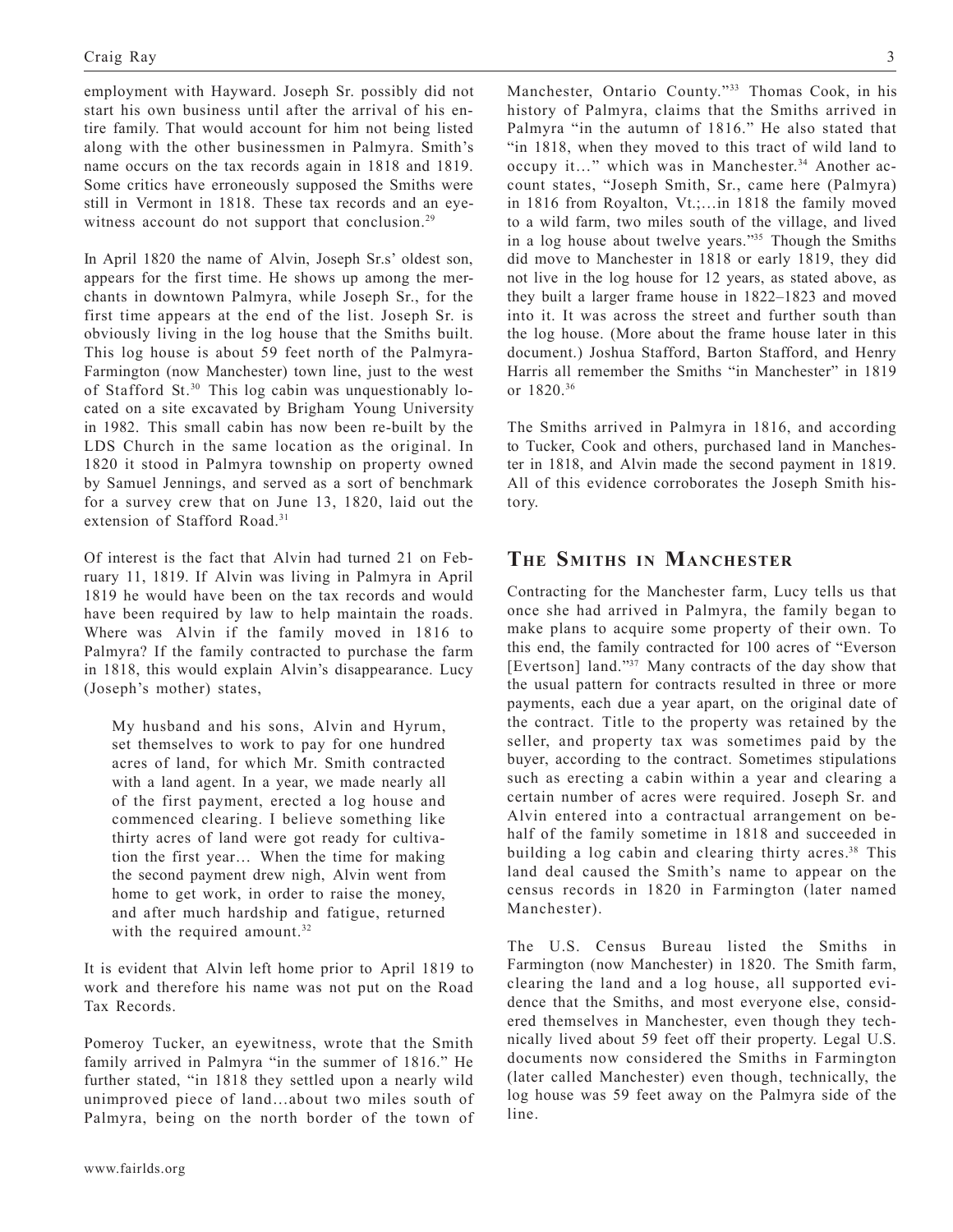employment with Hayward. Joseph Sr. possibly did not start his own business until after the arrival of his entire family. That would account for him not being listed along with the other businessmen in Palmyra. Smith's name occurs on the tax records again in 1818 and 1819. Some critics have erroneously supposed the Smiths were still in Vermont in 1818. These tax records and an eyewitness account do not support that conclusion.[29]

In April 1820 the name of Alvin, Joseph Sr.s' oldest son, appears for the first time. He shows up among the merchants in downtown Palmyra, while Joseph Sr., for the first time appears at the end of the list. Joseph Sr. is obviously living in the log house that the Smiths built. This log house is about 59 feet north of the Palmyra-Farmington (now Manchester) town line, just to the west of Stafford St.[30] This log cabin was unquestionably located on a site excavated by Brigham Young University in 1982. This small cabin has now been re-built by the LDS Church in the same location as the original. In 1820 it stood in Palmyra township on property owned by Samuel Jennings, and served as a sort of benchmark for a survey crew that on June 13, 1820, laid out the extension of Stafford Road.[31]

Of interest is the fact that Alvin had turned 21 on February 11, 1819. If Alvin was living in Palmyra in April 1819 he would have been on the tax records and would have been required by law to help maintain the roads. Where was Alvin if the family moved in 1816 to Palmyra? If the family contracted to purchase the farm in 1818, this would explain Alvin's disappearance. Lucy (Joseph's mother) states,

> My husband and his sons, Alvin and Hyrum, set themselves to work to pay for one hundred acres of land, for which Mr. Smith contracted with a land agent. In a year, we made nearly all of the first payment, erected a log house and commenced clearing. I believe something like thirty acres of land were got ready for cultivation the first year… When the time for making the second payment drew nigh, Alvin went from home to get work, in order to raise the money, and after much hardship and fatigue, returned with the required amount.[32]

It is evident that Alvin left home prior to April 1819 to work and therefore his name was not put on the Road Tax Records.

Pomeroy Tucker, an eyewitness, wrote that the Smith family arrived in Palmyra "in the summer of 1816." He further stated, "in 1818 they settled upon a nearly wild unimproved piece of land…about two miles south of Palmyra, being on the north border of the town of Manchester, Ontario County."[33] Thomas Cook, in his history of Palmyra, claims that the Smiths arrived in Palmyra "in the autumn of 1816." He also stated that "in 1818, when they moved to this tract of wild land to occupy it…" which was in Manchester.[34] Another account states, "Joseph Smith, Sr., came here (Palmyra) in 1816 from Royalton, Vt.;…in 1818 the family moved to a wild farm, two miles south of the village, and lived in a log house about twelve years."[35] Though the Smiths did move to Manchester in 1818 or early 1819, they did not live in the log house for 12 years, as stated above, as they built a larger frame house in 1822–1823 and moved into it. It was across the street and further south than the log house. (More about the frame house later in this document.) Joshua Stafford, Barton Stafford, and Henry Harris all remember the Smiths "in Manchester" in 1819 or 1820.[36]

The Smiths arrived in Palmyra in 1816, and according to Tucker, Cook and others, purchased land in Manchester in 1818, and Alvin made the second payment in 1819. All of this evidence corroborates the Joseph Smith history.

## The Smiths in Manchester

Contracting for the Manchester farm, Lucy tells us that once she had arrived in Palmyra, the family began to make plans to acquire some property of their own. To this end, the family contracted for 100 acres of "Everson [Evertson] land."[37] Many contracts of the day show that the usual pattern for contracts resulted in three or more payments, each due a year apart, on the original date of the contract. Title to the property was retained by the seller, and property tax was sometimes paid by the buyer, according to the contract. Sometimes stipulations such as erecting a cabin within a year and clearing a certain number of acres were required. Joseph Sr. and Alvin entered into a contractual arrangement on behalf of the family sometime in 1818 and succeeded in building a log cabin and clearing thirty acres.[38] This land deal caused the Smith's name to appear on the census records in 1820 in Farmington (later named Manchester).

The U.S. Census Bureau listed the Smiths in Farmington (now Manchester) in 1820. The Smith farm, clearing the land and a log house, all supported evidence that the Smiths, and most everyone else, considered themselves in Manchester, even though they technically lived about 59 feet off their property. Legal U.S. documents now considered the Smiths in Farmington (later called Manchester) even though, technically, the log house was 59 feet away on the Palmyra side of the line.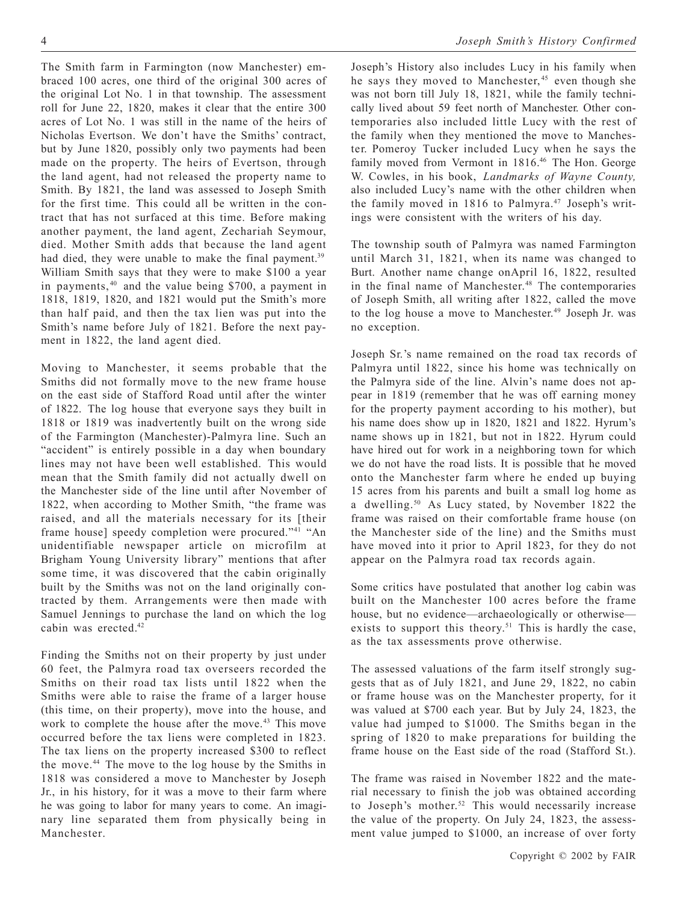The Smith farm in Farmington (now Manchester) embraced 100 acres, one third of the original 300 acres of the original Lot No. 1 in that township. The assessment roll for June 22, 1820, makes it clear that the entire 300 acres of Lot No. 1 was still in the name of the heirs of Nicholas Evertson. We don't have the Smiths' contract, but by June 1820, possibly only two payments had been made on the property. The heirs of Evertson, through the land agent, had not released the property name to Smith. By 1821, the land was assessed to Joseph Smith for the first time. This could all be written in the contract that has not surfaced at this time. Before making another payment, the land agent, Zechariah Seymour, died. Mother Smith adds that because the land agent had died, they were unable to make the final payment.[39] William Smith says that they were to make $100 a year in payments,[40] and the value being $700, a payment in 1818, 1819, 1820, and 1821 would put the Smith's more than half paid, and then the tax lien was put into the Smith's name before July of 1821. Before the next payment in 1822, the land agent died.

Moving to Manchester, it seems probable that the Smiths did not formally move to the new frame house on the east side of Stafford Road until after the winter of 1822. The log house that everyone says they built in 1818 or 1819 was inadvertently built on the wrong side of the Farmington (Manchester)-Palmyra line. Such an "accident" is entirely possible in a day when boundary lines may not have been well established. This would mean that the Smith family did not actually dwell on the Manchester side of the line until after November of 1822, when according to Mother Smith, "the frame was raised, and all the materials necessary for its [their frame house] speedy completion were procured."[41] "An unidentifiable newspaper article on microfilm at Brigham Young University library" mentions that after some time, it was discovered that the cabin originally built by the Smiths was not on the land originally contracted by them. Arrangements were then made with Samuel Jennings to purchase the land on which the log cabin was erected.[42]

Finding the Smiths not on their property by just under 60 feet, the Palmyra road tax overseers recorded the Smiths on their road tax lists until 1822 when the Smiths were able to raise the frame of a larger house (this time, on their property), move into the house, and work to complete the house after the move.[43] This move occurred before the tax liens were completed in 1823. The tax liens on the property increased $300 to reflect the move.[44] The move to the log house by the Smiths in 1818 was considered a move to Manchester by Joseph Jr., in his history, for it was a move to their farm where he was going to labor for many years to come. An imaginary line separated them from physically being in Manchester.

Joseph's History also includes Lucy in his family when he says they moved to Manchester,[45] even though she was not born till July 18, 1821, while the family technically lived about 59 feet north of Manchester. Other contemporaries also included little Lucy with the rest of the family when they mentioned the move to Manchester. Pomeroy Tucker included Lucy when he says the family moved from Vermont in 1816.[46] The Hon. George W. Cowles, in his book, *Landmarks of Wayne County,* also included Lucy's name with the other children when the family moved in 1816 to Palmyra.[47] Joseph's writings were consistent with the writers of his day.

The township south of Palmyra was named Farmington until March 31, 1821, when its name was changed to Burt. Another name change onApril 16, 1822, resulted in the final name of Manchester.[48] The contemporaries of Joseph Smith, all writing after 1822, called the move to the log house a move to Manchester.[49] Joseph Jr. was no exception.

Joseph Sr.'s name remained on the road tax records of Palmyra until 1822, since his home was technically on the Palmyra side of the line. Alvin's name does not appear in 1819 (remember that he was off earning money for the property payment according to his mother), but his name does show up in 1820, 1821 and 1822. Hyrum's name shows up in 1821, but not in 1822. Hyrum could have hired out for work in a neighboring town for which we do not have the road lists. It is possible that he moved onto the Manchester farm where he ended up buying 15 acres from his parents and built a small log home as a dwelling.[50] As Lucy stated, by November 1822 the frame was raised on their comfortable frame house (on the Manchester side of the line) and the Smiths must have moved into it prior to April 1823, for they do not appear on the Palmyra road tax records again.

Some critics have postulated that another log cabin was built on the Manchester 100 acres before the frame house, but no evidence—archaeologically or otherwise—exists to support this theory.[51] This is hardly the case, as the tax assessments prove otherwise.

The assessed valuations of the farm itself strongly suggests that as of July 1821, and June 29, 1822, no cabin or frame house was on the Manchester property, for it was valued at $700 each year. But by July 24, 1823, the value had jumped to $1000. The Smiths began in the spring of 1820 to make preparations for building the frame house on the East side of the road (Stafford St.).

The frame was raised in November 1822 and the material necessary to finish the job was obtained according to Joseph's mother.[52] This would necessarily increase the value of the property. On July 24, 1823, the assessment value jumped to $1000, an increase of over forty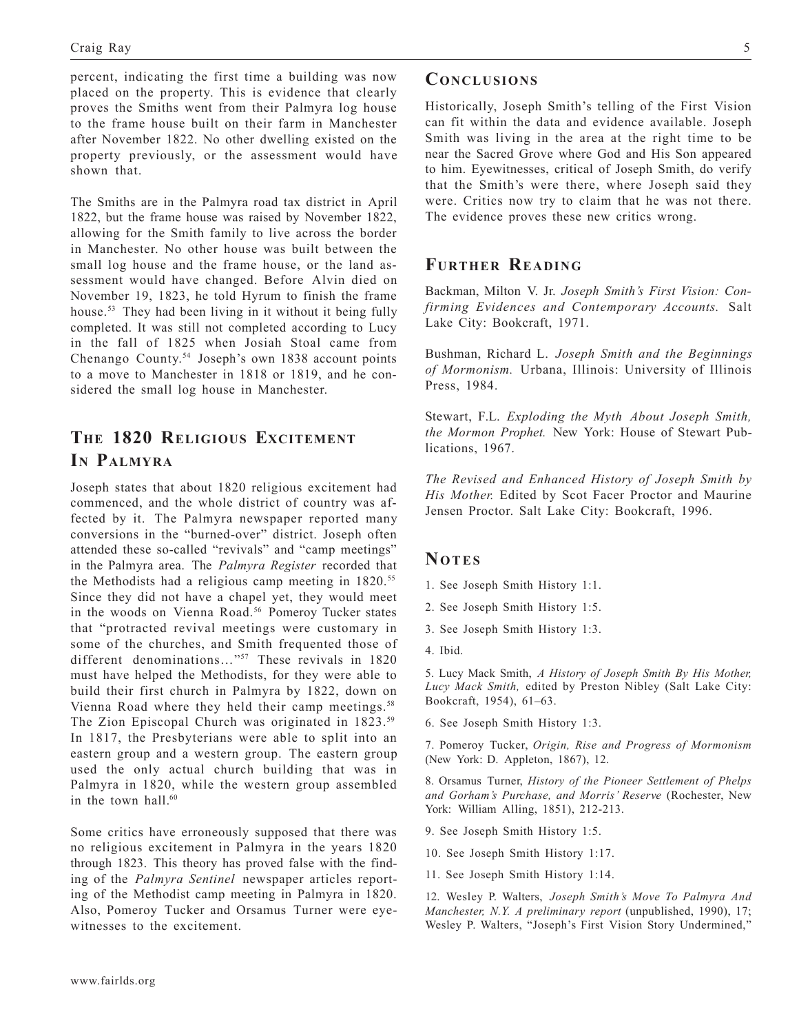percent, indicating the first time a building was now placed on the property. This is evidence that clearly proves the Smiths went from their Palmyra log house to the frame house built on their farm in Manchester after November 1822. No other dwelling existed on the property previously, or the assessment would have shown that.

The Smiths are in the Palmyra road tax district in April 1822, but the frame house was raised by November 1822, allowing for the Smith family to live across the border in Manchester. No other house was built between the small log house and the frame house, or the land assessment would have changed. Before Alvin died on November 19, 1823, he told Hyrum to finish the frame house.[53] They had been living in it without it being fully completed. It was still not completed according to Lucy in the fall of 1825 when Josiah Stoal came from Chenango County.[54] Joseph's own 1838 account points to a move to Manchester in 1818 or 1819, and he considered the small log house in Manchester.

## The 1820 Religious Excitement In Palmyra

Joseph states that about 1820 religious excitement had commenced, and the whole district of country was affected by it. The Palmyra newspaper reported many conversions in the "burned-over" district. Joseph often attended these so-called "revivals" and "camp meetings" in the Palmyra area. The *Palmyra Register* recorded that the Methodists had a religious camp meeting in 1820.[55] Since they did not have a chapel yet, they would meet in the woods on Vienna Road.[56] Pomeroy Tucker states that "protracted revival meetings were customary in some of the churches, and Smith frequented those of different denominations…"[57] These revivals in 1820 must have helped the Methodists, for they were able to build their first church in Palmyra by 1822, down on Vienna Road where they held their camp meetings.[58] The Zion Episcopal Church was originated in 1823.[59] In 1817, the Presbyterians were able to split into an eastern group and a western group. The eastern group used the only actual church building that was in Palmyra in 1820, while the western group assembled in the town hall.[60]

Some critics have erroneously supposed that there was no religious excitement in Palmyra in the years 1820 through 1823. This theory has proved false with the finding of the *Palmyra Sentinel* newspaper articles reporting of the Methodist camp meeting in Palmyra in 1820. Also, Pomeroy Tucker and Orsamus Turner were eyewitnesses to the excitement.

## Conclusions

Historically, Joseph Smith's telling of the First Vision can fit within the data and evidence available. Joseph Smith was living in the area at the right time to be near the Sacred Grove where God and His Son appeared to him. Eyewitnesses, critical of Joseph Smith, do verify that the Smith's were there, where Joseph said they were. Critics now try to claim that he was not there. The evidence proves these new critics wrong.

## Further Reading

Backman, Milton V. Jr. *Joseph Smith's First Vision: Confirming Evidences and Contemporary Accounts.* Salt Lake City: Bookcraft, 1971.

Bushman, Richard L. *Joseph Smith and the Beginnings of Mormonism.* Urbana, Illinois: University of Illinois Press, 1984.

Stewart, F.L. *Exploding the Myth About Joseph Smith, the Mormon Prophet.* New York: House of Stewart Publications, 1967.

*The Revised and Enhanced History of Joseph Smith by His Mother.* Edited by Scot Facer Proctor and Maurine Jensen Proctor. Salt Lake City: Bookcraft, 1996.

## Notes

1. See Joseph Smith History 1:1.

2. See Joseph Smith History 1:5.

3. See Joseph Smith History 1:3.

4. Ibid.

5. Lucy Mack Smith, *A History of Joseph Smith By His Mother, Lucy Mack Smith,* edited by Preston Nibley (Salt Lake City: Bookcraft, 1954), 61–63.

6. See Joseph Smith History 1:3.

7. Pomeroy Tucker, *Origin, Rise and Progress of Mormonism* (New York: D. Appleton, 1867), 12.

8. Orsamus Turner, *History of the Pioneer Settlement of Phelps and Gorham's Purchase, and Morris' Reserve* (Rochester, New York: William Alling, 1851), 212-213.

9. See Joseph Smith History 1:5.

10. See Joseph Smith History 1:17.

11. See Joseph Smith History 1:14.

12. Wesley P. Walters, *Joseph Smith's Move To Palmyra And Manchester, N.Y. A preliminary report* (unpublished, 1990), 17; Wesley P. Walters, "Joseph's First Vision Story Undermined,"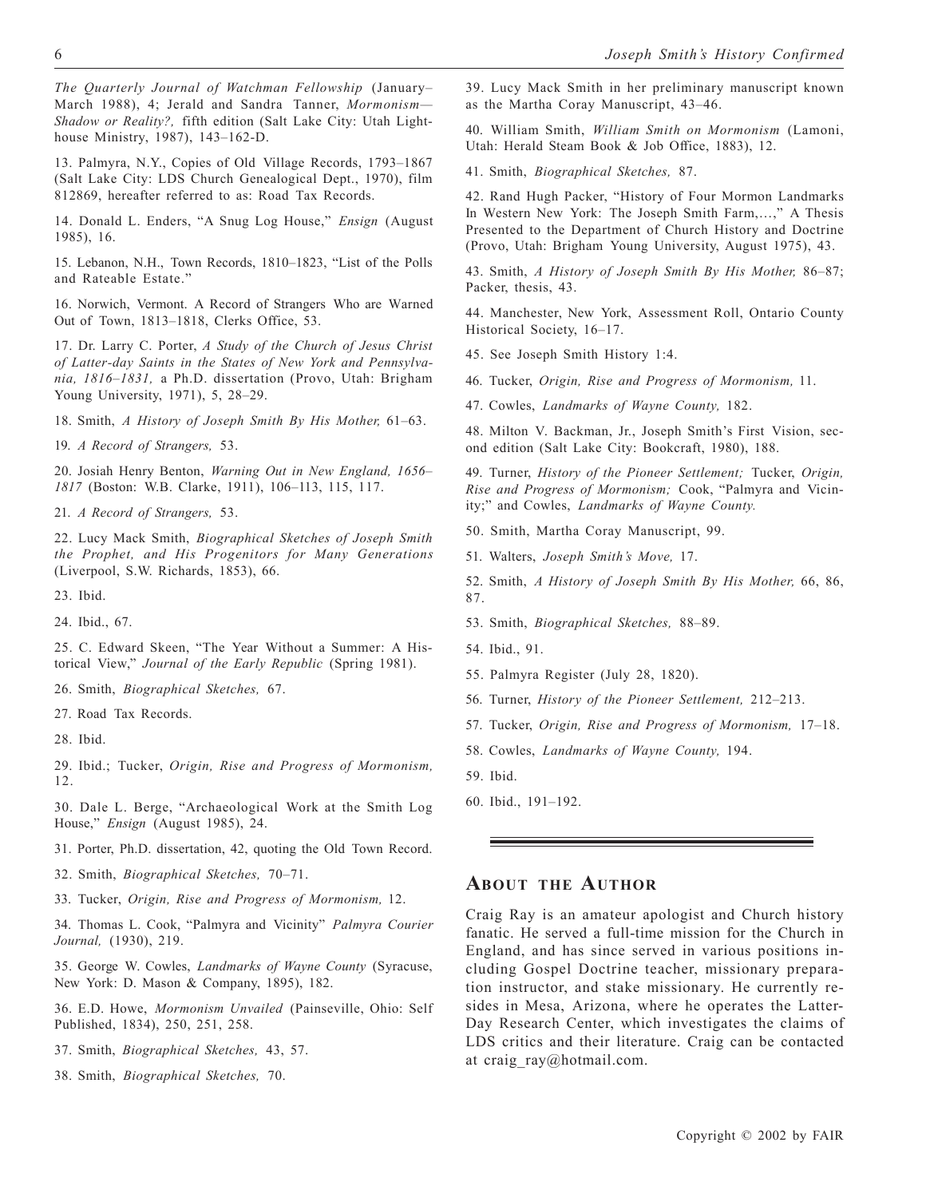*The Quarterly Journal of Watchman Fellowship* (January–March 1988), 4; Jerald and Sandra Tanner, *Mormonism—Shadow or Reality?,* fifth edition (Salt Lake City: Utah Lighthouse Ministry, 1987), 143–162-D.

13. Palmyra, N.Y., Copies of Old Village Records, 1793–1867 (Salt Lake City: LDS Church Genealogical Dept., 1970), film 812869, hereafter referred to as: Road Tax Records.

14. Donald L. Enders, "A Snug Log House," *Ensign* (August 1985), 16.

15. Lebanon, N.H., Town Records, 1810–1823, "List of the Polls and Rateable Estate."

16. Norwich, Vermont. A Record of Strangers Who are Warned Out of Town, 1813–1818, Clerks Office, 53.

17. Dr. Larry C. Porter, *A Study of the Church of Jesus Christ of Latter-day Saints in the States of New York and Pennsylvania, 1816–1831,* a Ph.D. dissertation (Provo, Utah: Brigham Young University, 1971), 5, 28–29.

18. Smith, *A History of Joseph Smith By His Mother,* 61–63.

19. *A Record of Strangers,* 53.

20. Josiah Henry Benton, *Warning Out in New England, 1656–1817* (Boston: W.B. Clarke, 1911), 106–113, 115, 117.

21. *A Record of Strangers,* 53.

22. Lucy Mack Smith, *Biographical Sketches of Joseph Smith the Prophet, and His Progenitors for Many Generations* (Liverpool, S.W. Richards, 1853), 66.

23. Ibid.

24. Ibid., 67.

25. C. Edward Skeen, "The Year Without a Summer: A Historical View," *Journal of the Early Republic* (Spring 1981).

26. Smith, *Biographical Sketches,* 67.

27. Road Tax Records.

28. Ibid.

29. Ibid.; Tucker, *Origin, Rise and Progress of Mormonism,* 12.

30. Dale L. Berge, "Archaeological Work at the Smith Log House," *Ensign* (August 1985), 24.

31. Porter, Ph.D. dissertation, 42, quoting the Old Town Record.

32. Smith, *Biographical Sketches,* 70–71.

33. Tucker, *Origin, Rise and Progress of Mormonism,* 12.

34. Thomas L. Cook, "Palmyra and Vicinity" *Palmyra Courier Journal,* (1930), 219.

35. George W. Cowles, *Landmarks of Wayne County* (Syracuse, New York: D. Mason & Company, 1895), 182.

36. E.D. Howe, *Mormonism Unvailed* (Painseville, Ohio: Self Published, 1834), 250, 251, 258.

37. Smith, *Biographical Sketches,* 43, 57.

38. Smith, *Biographical Sketches,* 70.

39. Lucy Mack Smith in her preliminary manuscript known as the Martha Coray Manuscript, 43–46.

40. William Smith, *William Smith on Mormonism* (Lamoni, Utah: Herald Steam Book & Job Office, 1883), 12.

41. Smith, *Biographical Sketches,* 87.

42. Rand Hugh Packer, "History of Four Mormon Landmarks In Western New York: The Joseph Smith Farm,…," A Thesis Presented to the Department of Church History and Doctrine (Provo, Utah: Brigham Young University, August 1975), 43.

43. Smith, *A History of Joseph Smith By His Mother,* 86–87; Packer, thesis, 43.

44. Manchester, New York, Assessment Roll, Ontario County Historical Society, 16–17.

45. See Joseph Smith History 1:4.

46. Tucker, *Origin, Rise and Progress of Mormonism,* 11.

47. Cowles, *Landmarks of Wayne County,* 182.

48. Milton V. Backman, Jr., Joseph Smith's First Vision, second edition (Salt Lake City: Bookcraft, 1980), 188.

49. Turner, *History of the Pioneer Settlement;* Tucker, *Origin, Rise and Progress of Mormonism;* Cook, "Palmyra and Vicinity;" and Cowles, *Landmarks of Wayne County.*

50. Smith, Martha Coray Manuscript, 99.

51. Walters, *Joseph Smith's Move,* 17.

52. Smith, *A History of Joseph Smith By His Mother,* 66, 86, 87.

53. Smith, *Biographical Sketches,* 88–89.

54. Ibid., 91.

55. Palmyra Register (July 28, 1820).

56. Turner, *History of the Pioneer Settlement,* 212–213.

57. Tucker, *Origin, Rise and Progress of Mormonism,* 17–18.

58. Cowles, *Landmarks of Wayne County,* 194.

59. Ibid.

60. Ibid., 191–192.

## About the Author

Craig Ray is an amateur apologist and Church history fanatic. He served a full-time mission for the Church in England, and has since served in various positions including Gospel Doctrine teacher, missionary preparation instructor, and stake missionary. He currently resides in Mesa, Arizona, where he operates the Latter-Day Research Center, which investigates the claims of LDS critics and their literature. Craig can be contacted at craig_ray@hotmail.com.

Copyright © 2002 by FAIR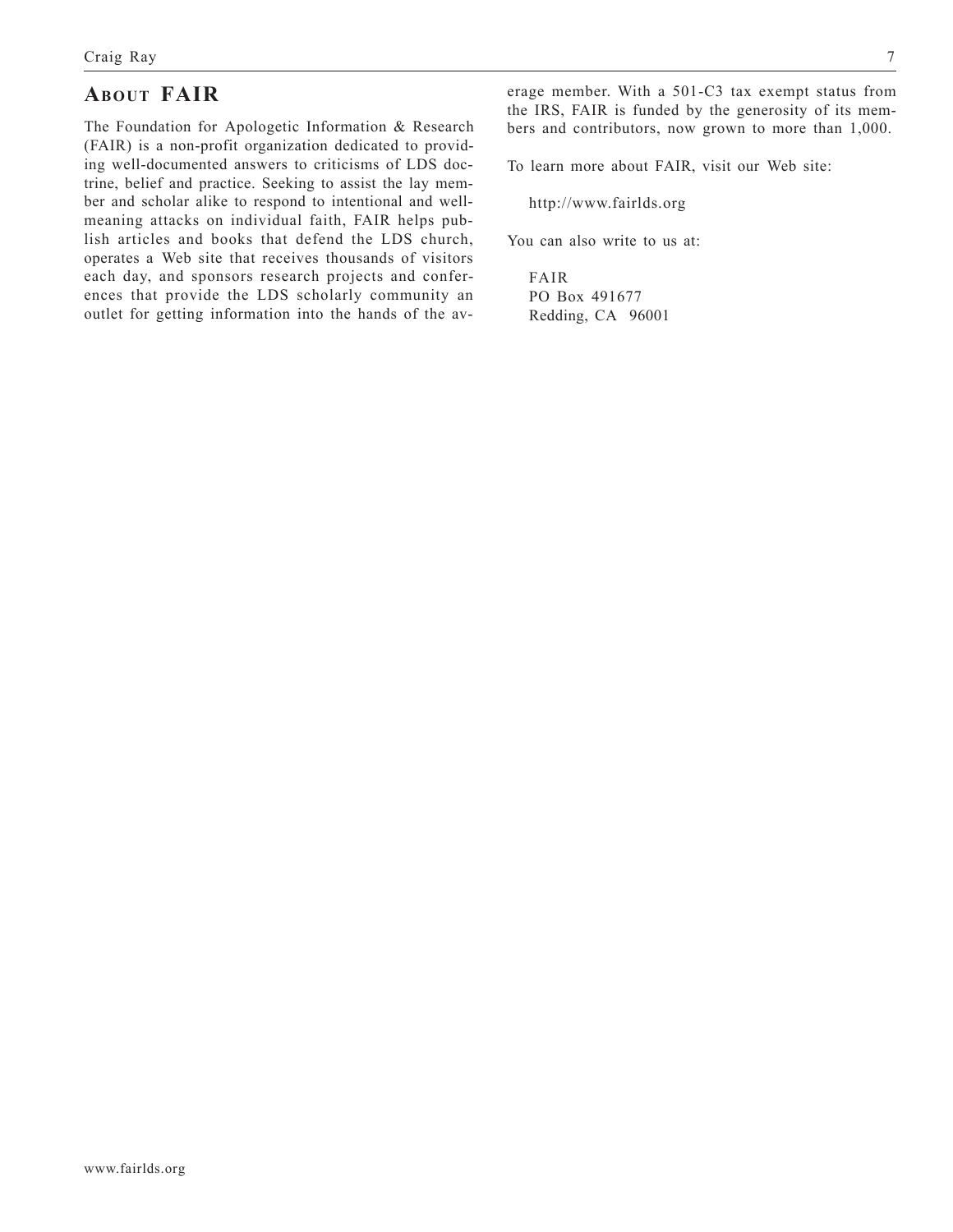## About FAIR

The Foundation for Apologetic Information & Research (FAIR) is a non-profit organization dedicated to providing well-documented answers to criticisms of LDS doctrine, belief and practice. Seeking to assist the lay member and scholar alike to respond to intentional and well-meaning attacks on individual faith, FAIR helps publish articles and books that defend the LDS church, operates a Web site that receives thousands of visitors each day, and sponsors research projects and conferences that provide the LDS scholarly community an outlet for getting information into the hands of the average member. With a 501-C3 tax exempt status from the IRS, FAIR is funded by the generosity of its members and contributors, now grown to more than 1,000.

To learn more about FAIR, visit our Web site:

http://www.fairlds.org

You can also write to us at:

FAIR
PO Box 491677
Redding, CA 96001